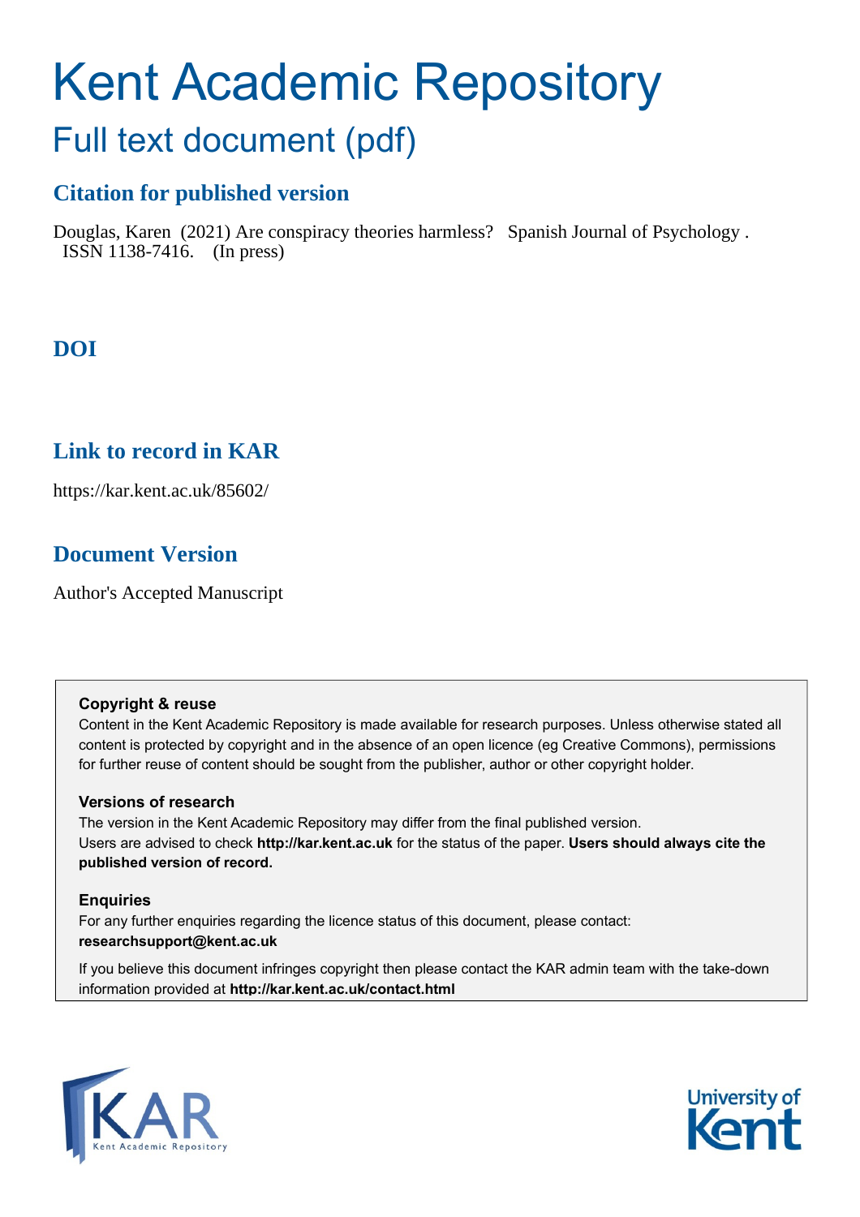# Kent Academic Repository

## Full text document (pdf)

### Citation for published version

Douglas, Karen (2021) Are conspiracy theories harmless? Spanish Journal of Psychology . ISSN 1138-7416. (In press)

### DOI

### Link to record in KAR

https://kar.kent.ac.uk/85602/

### Document Version

Author's Accepted Manuscript

**Copyright & reuse**

Content in the Kent Academic Repository is made available for research purposes. Unless otherwise stated all content is protected by copyright and in the absence of an open licence (eg Creative Commons), permissions for further reuse of content should be sought from the publisher, author or other copyright holder.

**Versions of research**

The version in the Kent Academic Repository may differ from the final published version. Users are advised to check **http://kar.kent.ac.uk** for the status of the paper. **Users should always cite the published version of record.**

**Enquiries**

For any further enquiries regarding the licence status of this document, please contact: **researchsupport@kent.ac.uk**

If you believe this document infringes copyright then please contact the KAR admin team with the take-down information provided at **http://kar.kent.ac.uk/contact.html**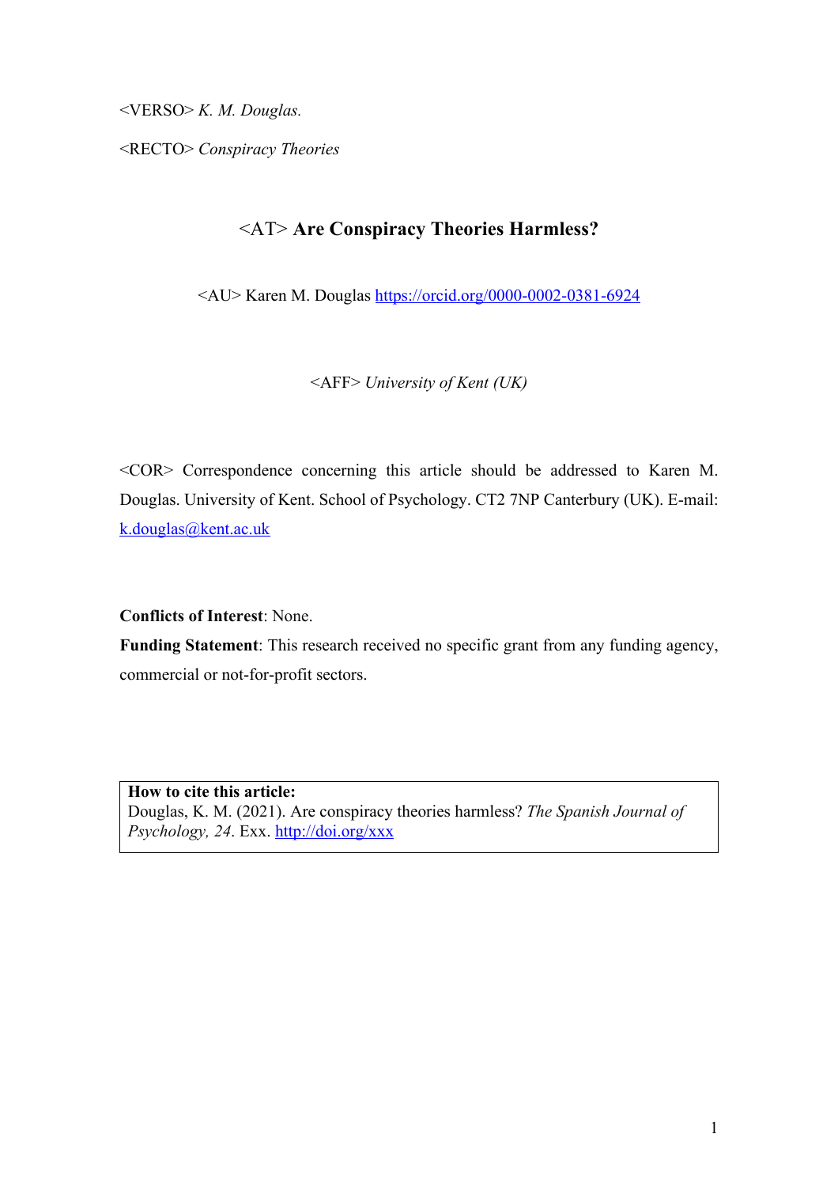<VERSO> *K. M. Douglas.*

<RECTO> *Conspiracy Theories*

# <AT> Are Conspiracy Theories Harmless?

<AU> Karen M. Douglas https://orcid.org/0000-0002-0381-6924

<AFF> *University of Kent (UK)*

<COR> Correspondence concerning this article should be addressed to Karen M. Douglas. University of Kent. School of Psychology. CT2 7NP Canterbury (UK). E-mail: k.douglas@kent.ac.uk

**Conflicts of Interest**: None.

**Funding Statement**: This research received no specific grant from any funding agency, commercial or not-for-profit sectors.

**How to cite this article:**
Douglas, K. M. (2021). Are conspiracy theories harmless? *The Spanish Journal of Psychology, 24*. Exx. http://doi.org/xxx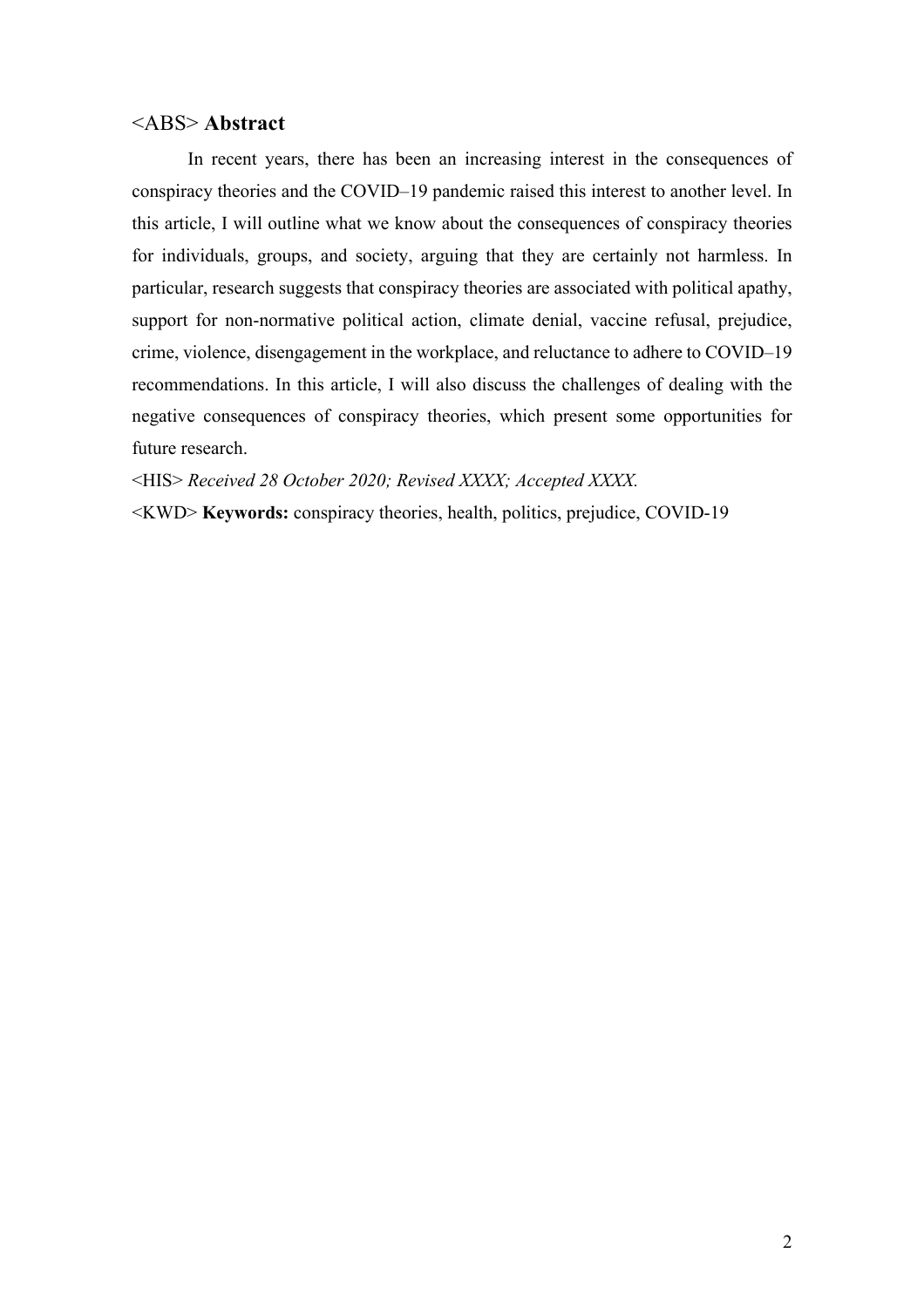<ABS> **Abstract**

In recent years, there has been an increasing interest in the consequences of conspiracy theories and the COVID–19 pandemic raised this interest to another level. In this article, I will outline what we know about the consequences of conspiracy theories for individuals, groups, and society, arguing that they are certainly not harmless. In particular, research suggests that conspiracy theories are associated with political apathy, support for non-normative political action, climate denial, vaccine refusal, prejudice, crime, violence, disengagement in the workplace, and reluctance to adhere to COVID–19 recommendations. In this article, I will also discuss the challenges of dealing with the negative consequences of conspiracy theories, which present some opportunities for future research.

<HIS> *Received 28 October 2020; Revised XXXX; Accepted XXXX.*

<KWD> **Keywords:** conspiracy theories, health, politics, prejudice, COVID-19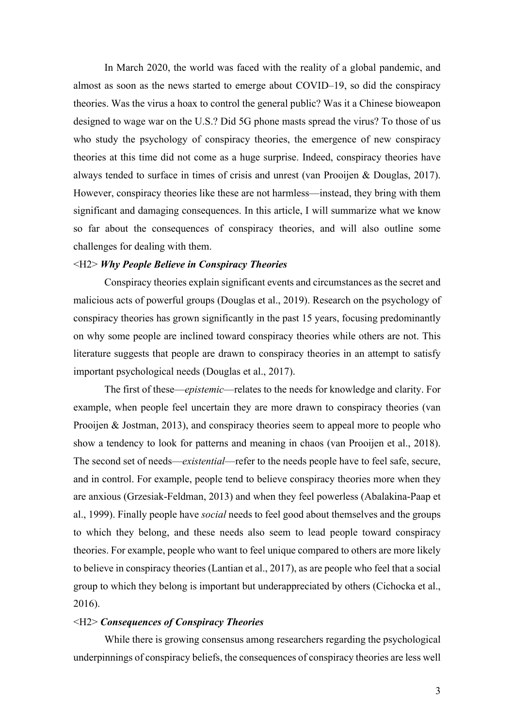In March 2020, the world was faced with the reality of a global pandemic, and almost as soon as the news started to emerge about COVID–19, so did the conspiracy theories. Was the virus a hoax to control the general public? Was it a Chinese bioweapon designed to wage war on the U.S.? Did 5G phone masts spread the virus? To those of us who study the psychology of conspiracy theories, the emergence of new conspiracy theories at this time did not come as a huge surprise. Indeed, conspiracy theories have always tended to surface in times of crisis and unrest (van Prooijen & Douglas, 2017). However, conspiracy theories like these are not harmless—instead, they bring with them significant and damaging consequences. In this article, I will summarize what we know so far about the consequences of conspiracy theories, and will also outline some challenges for dealing with them.

## <H2> *Why People Believe in Conspiracy Theories*

Conspiracy theories explain significant events and circumstances as the secret and malicious acts of powerful groups (Douglas et al., 2019). Research on the psychology of conspiracy theories has grown significantly in the past 15 years, focusing predominantly on why some people are inclined toward conspiracy theories while others are not. This literature suggests that people are drawn to conspiracy theories in an attempt to satisfy important psychological needs (Douglas et al., 2017).

The first of these—*epistemic*—relates to the needs for knowledge and clarity. For example, when people feel uncertain they are more drawn to conspiracy theories (van Prooijen & Jostman, 2013), and conspiracy theories seem to appeal more to people who show a tendency to look for patterns and meaning in chaos (van Prooijen et al., 2018). The second set of needs—*existential*—refer to the needs people have to feel safe, secure, and in control. For example, people tend to believe conspiracy theories more when they are anxious (Grzesiak-Feldman, 2013) and when they feel powerless (Abalakina-Paap et al., 1999). Finally people have *social* needs to feel good about themselves and the groups to which they belong, and these needs also seem to lead people toward conspiracy theories. For example, people who want to feel unique compared to others are more likely to believe in conspiracy theories (Lantian et al., 2017), as are people who feel that a social group to which they belong is important but underappreciated by others (Cichocka et al., 2016).

## <H2> *Consequences of Conspiracy Theories*

While there is growing consensus among researchers regarding the psychological underpinnings of conspiracy beliefs, the consequences of conspiracy theories are less well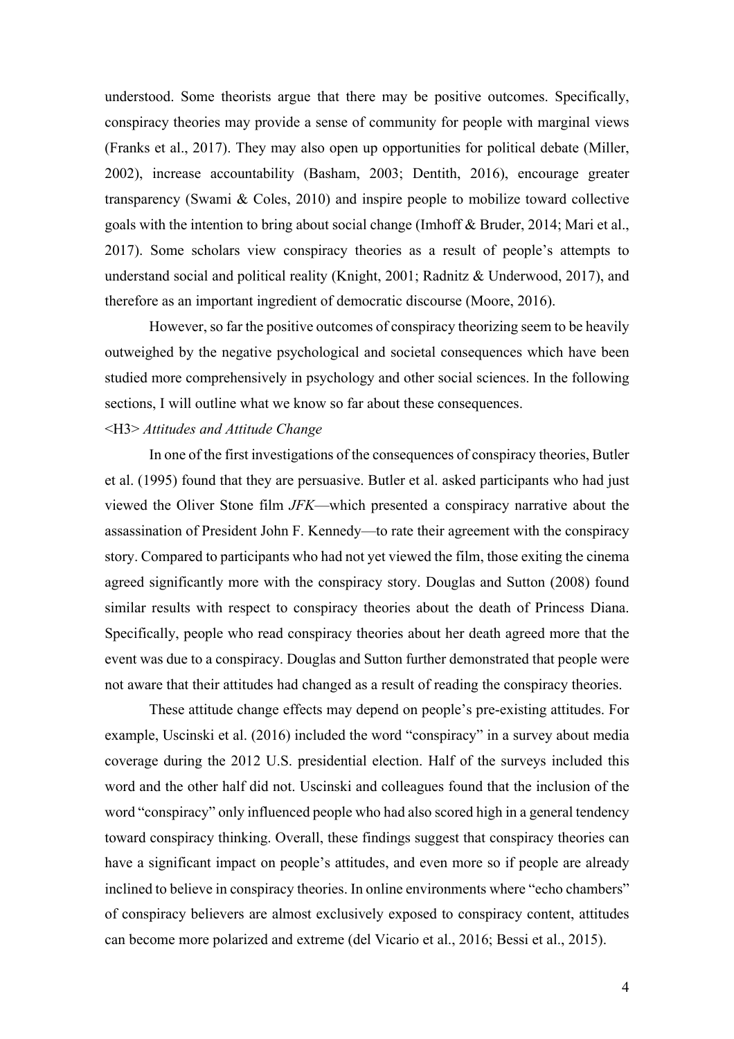understood. Some theorists argue that there may be positive outcomes. Specifically, conspiracy theories may provide a sense of community for people with marginal views (Franks et al., 2017). They may also open up opportunities for political debate (Miller, 2002), increase accountability (Basham, 2003; Dentith, 2016), encourage greater transparency (Swami & Coles, 2010) and inspire people to mobilize toward collective goals with the intention to bring about social change (Imhoff & Bruder, 2014; Mari et al., 2017). Some scholars view conspiracy theories as a result of people's attempts to understand social and political reality (Knight, 2001; Radnitz & Underwood, 2017), and therefore as an important ingredient of democratic discourse (Moore, 2016).

However, so far the positive outcomes of conspiracy theorizing seem to be heavily outweighed by the negative psychological and societal consequences which have been studied more comprehensively in psychology and other social sciences. In the following sections, I will outline what we know so far about these consequences.

<H3> *Attitudes and Attitude Change*

In one of the first investigations of the consequences of conspiracy theories, Butler et al. (1995) found that they are persuasive. Butler et al. asked participants who had just viewed the Oliver Stone film *JFK*—which presented a conspiracy narrative about the assassination of President John F. Kennedy—to rate their agreement with the conspiracy story. Compared to participants who had not yet viewed the film, those exiting the cinema agreed significantly more with the conspiracy story. Douglas and Sutton (2008) found similar results with respect to conspiracy theories about the death of Princess Diana. Specifically, people who read conspiracy theories about her death agreed more that the event was due to a conspiracy. Douglas and Sutton further demonstrated that people were not aware that their attitudes had changed as a result of reading the conspiracy theories.

These attitude change effects may depend on people's pre-existing attitudes. For example, Uscinski et al. (2016) included the word "conspiracy" in a survey about media coverage during the 2012 U.S. presidential election. Half of the surveys included this word and the other half did not. Uscinski and colleagues found that the inclusion of the word "conspiracy" only influenced people who had also scored high in a general tendency toward conspiracy thinking. Overall, these findings suggest that conspiracy theories can have a significant impact on people's attitudes, and even more so if people are already inclined to believe in conspiracy theories. In online environments where "echo chambers" of conspiracy believers are almost exclusively exposed to conspiracy content, attitudes can become more polarized and extreme (del Vicario et al., 2016; Bessi et al., 2015).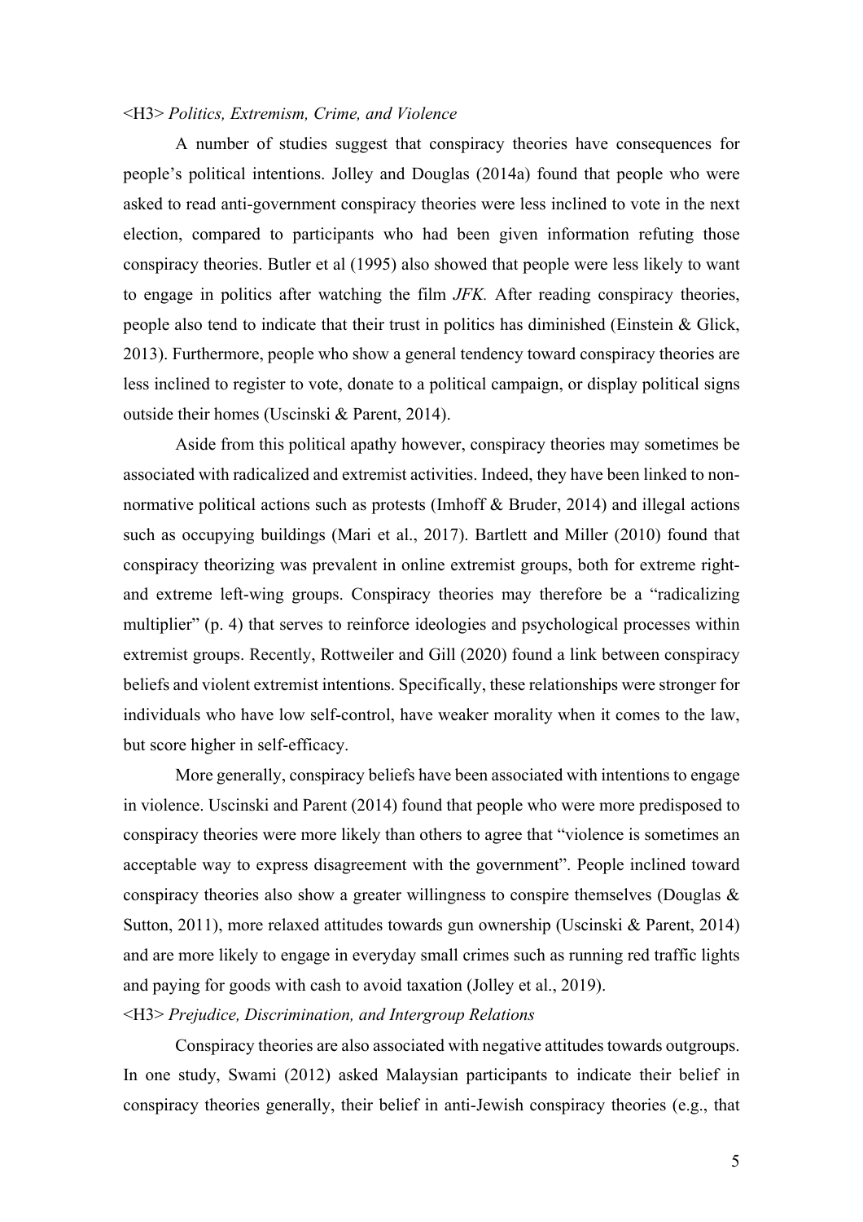### *Politics, Extremism, Crime, and Violence*

A number of studies suggest that conspiracy theories have consequences for people's political intentions. Jolley and Douglas (2014a) found that people who were asked to read anti-government conspiracy theories were less inclined to vote in the next election, compared to participants who had been given information refuting those conspiracy theories. Butler et al (1995) also showed that people were less likely to want to engage in politics after watching the film *JFK.* After reading conspiracy theories, people also tend to indicate that their trust in politics has diminished (Einstein & Glick, 2013). Furthermore, people who show a general tendency toward conspiracy theories are less inclined to register to vote, donate to a political campaign, or display political signs outside their homes (Uscinski & Parent, 2014).

Aside from this political apathy however, conspiracy theories may sometimes be associated with radicalized and extremist activities. Indeed, they have been linked to non-normative political actions such as protests (Imhoff & Bruder, 2014) and illegal actions such as occupying buildings (Mari et al., 2017). Bartlett and Miller (2010) found that conspiracy theorizing was prevalent in online extremist groups, both for extreme right- and extreme left-wing groups. Conspiracy theories may therefore be a "radicalizing multiplier" (p. 4) that serves to reinforce ideologies and psychological processes within extremist groups. Recently, Rottweiler and Gill (2020) found a link between conspiracy beliefs and violent extremist intentions. Specifically, these relationships were stronger for individuals who have low self-control, have weaker morality when it comes to the law, but score higher in self-efficacy.

More generally, conspiracy beliefs have been associated with intentions to engage in violence. Uscinski and Parent (2014) found that people who were more predisposed to conspiracy theories were more likely than others to agree that "violence is sometimes an acceptable way to express disagreement with the government". People inclined toward conspiracy theories also show a greater willingness to conspire themselves (Douglas & Sutton, 2011), more relaxed attitudes towards gun ownership (Uscinski & Parent, 2014) and are more likely to engage in everyday small crimes such as running red traffic lights and paying for goods with cash to avoid taxation (Jolley et al., 2019).

### *Prejudice, Discrimination, and Intergroup Relations*

Conspiracy theories are also associated with negative attitudes towards outgroups. In one study, Swami (2012) asked Malaysian participants to indicate their belief in conspiracy theories generally, their belief in anti-Jewish conspiracy theories (e.g., that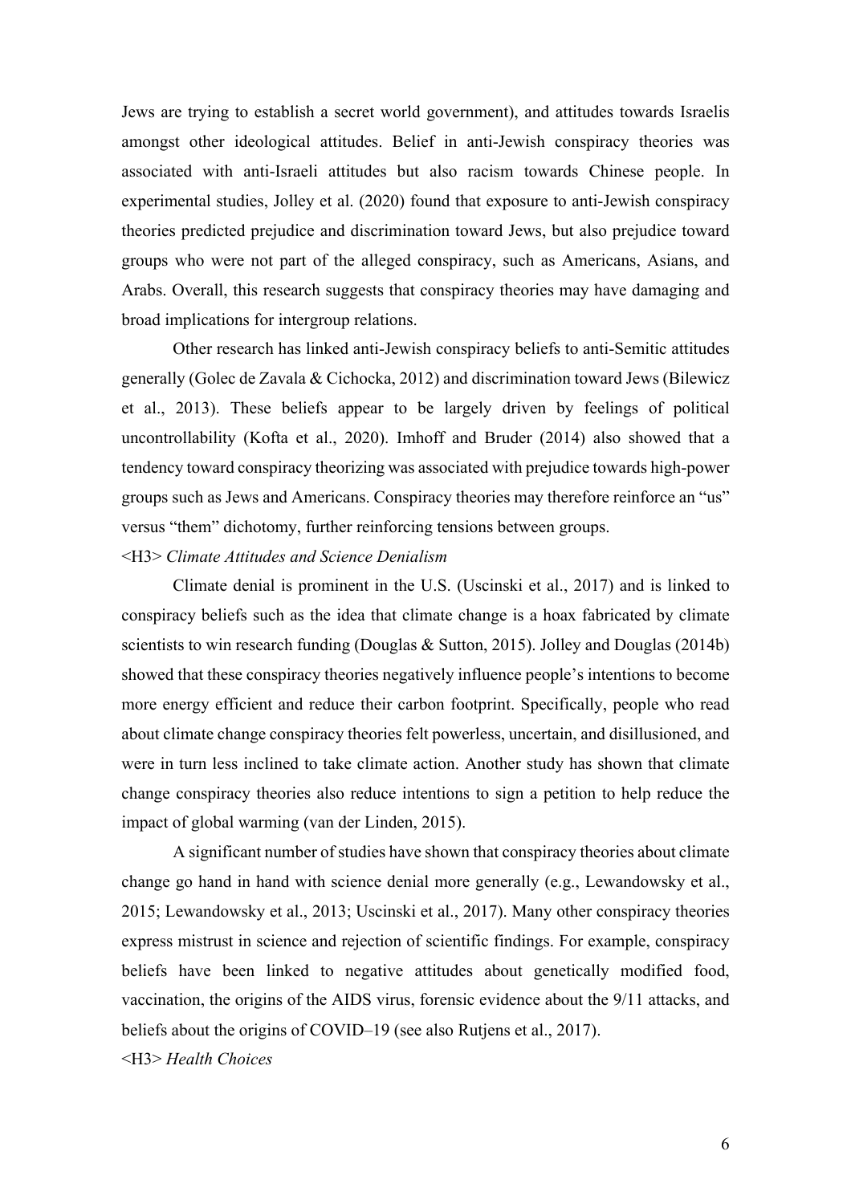Jews are trying to establish a secret world government), and attitudes towards Israelis amongst other ideological attitudes. Belief in anti-Jewish conspiracy theories was associated with anti-Israeli attitudes but also racism towards Chinese people. In experimental studies, Jolley et al. (2020) found that exposure to anti-Jewish conspiracy theories predicted prejudice and discrimination toward Jews, but also prejudice toward groups who were not part of the alleged conspiracy, such as Americans, Asians, and Arabs. Overall, this research suggests that conspiracy theories may have damaging and broad implications for intergroup relations.

Other research has linked anti-Jewish conspiracy beliefs to anti-Semitic attitudes generally (Golec de Zavala & Cichocka, 2012) and discrimination toward Jews (Bilewicz et al., 2013). These beliefs appear to be largely driven by feelings of political uncontrollability (Kofta et al., 2020). Imhoff and Bruder (2014) also showed that a tendency toward conspiracy theorizing was associated with prejudice towards high-power groups such as Jews and Americans. Conspiracy theories may therefore reinforce an "us" versus "them" dichotomy, further reinforcing tensions between groups.

### *Climate Attitudes and Science Denialism*

Climate denial is prominent in the U.S. (Uscinski et al., 2017) and is linked to conspiracy beliefs such as the idea that climate change is a hoax fabricated by climate scientists to win research funding (Douglas & Sutton, 2015). Jolley and Douglas (2014b) showed that these conspiracy theories negatively influence people's intentions to become more energy efficient and reduce their carbon footprint. Specifically, people who read about climate change conspiracy theories felt powerless, uncertain, and disillusioned, and were in turn less inclined to take climate action. Another study has shown that climate change conspiracy theories also reduce intentions to sign a petition to help reduce the impact of global warming (van der Linden, 2015).

A significant number of studies have shown that conspiracy theories about climate change go hand in hand with science denial more generally (e.g., Lewandowsky et al., 2015; Lewandowsky et al., 2013; Uscinski et al., 2017). Many other conspiracy theories express mistrust in science and rejection of scientific findings. For example, conspiracy beliefs have been linked to negative attitudes about genetically modified food, vaccination, the origins of the AIDS virus, forensic evidence about the 9/11 attacks, and beliefs about the origins of COVID–19 (see also Rutjens et al., 2017).

### *Health Choices*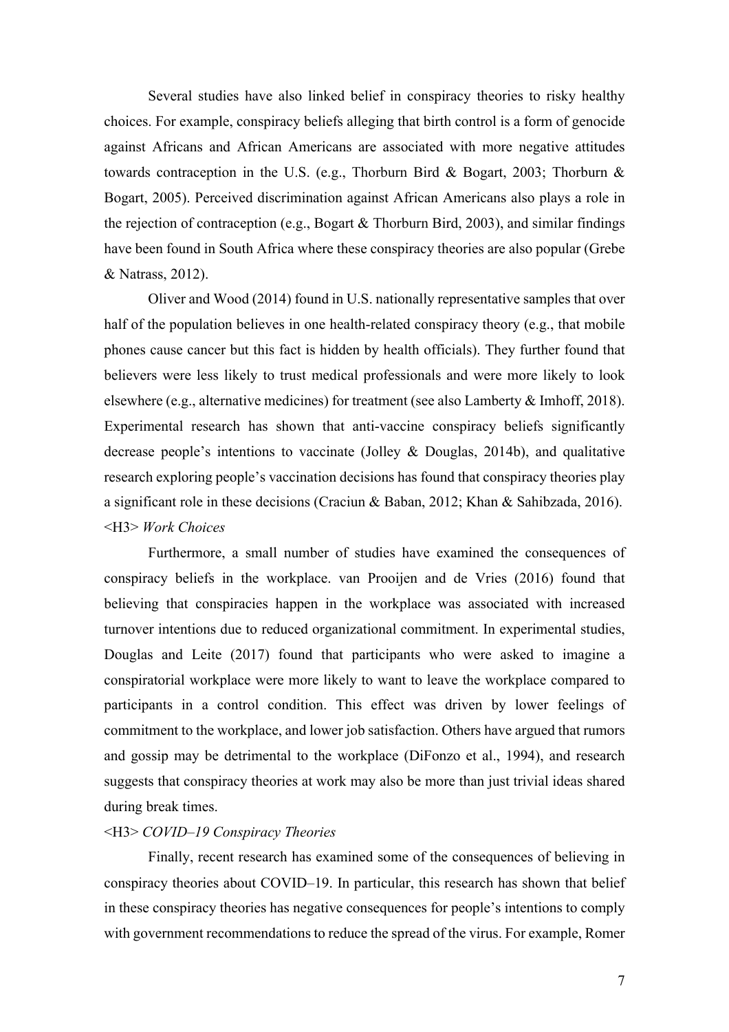Several studies have also linked belief in conspiracy theories to risky healthy choices. For example, conspiracy beliefs alleging that birth control is a form of genocide against Africans and African Americans are associated with more negative attitudes towards contraception in the U.S. (e.g., Thorburn Bird & Bogart, 2003; Thorburn & Bogart, 2005). Perceived discrimination against African Americans also plays a role in the rejection of contraception (e.g., Bogart & Thorburn Bird, 2003), and similar findings have been found in South Africa where these conspiracy theories are also popular (Grebe & Natrass, 2012).

Oliver and Wood (2014) found in U.S. nationally representative samples that over half of the population believes in one health-related conspiracy theory (e.g., that mobile phones cause cancer but this fact is hidden by health officials). They further found that believers were less likely to trust medical professionals and were more likely to look elsewhere (e.g., alternative medicines) for treatment (see also Lamberty & Imhoff, 2018). Experimental research has shown that anti-vaccine conspiracy beliefs significantly decrease people's intentions to vaccinate (Jolley & Douglas, 2014b), and qualitative research exploring people's vaccination decisions has found that conspiracy theories play a significant role in these decisions (Craciun & Baban, 2012; Khan & Sahibzada, 2016).

<H3> *Work Choices*

Furthermore, a small number of studies have examined the consequences of conspiracy beliefs in the workplace. van Prooijen and de Vries (2016) found that believing that conspiracies happen in the workplace was associated with increased turnover intentions due to reduced organizational commitment. In experimental studies, Douglas and Leite (2017) found that participants who were asked to imagine a conspiratorial workplace were more likely to want to leave the workplace compared to participants in a control condition. This effect was driven by lower feelings of commitment to the workplace, and lower job satisfaction. Others have argued that rumors and gossip may be detrimental to the workplace (DiFonzo et al., 1994), and research suggests that conspiracy theories at work may also be more than just trivial ideas shared during break times.

<H3> *COVID–19 Conspiracy Theories*

Finally, recent research has examined some of the consequences of believing in conspiracy theories about COVID–19. In particular, this research has shown that belief in these conspiracy theories has negative consequences for people's intentions to comply with government recommendations to reduce the spread of the virus. For example, Romer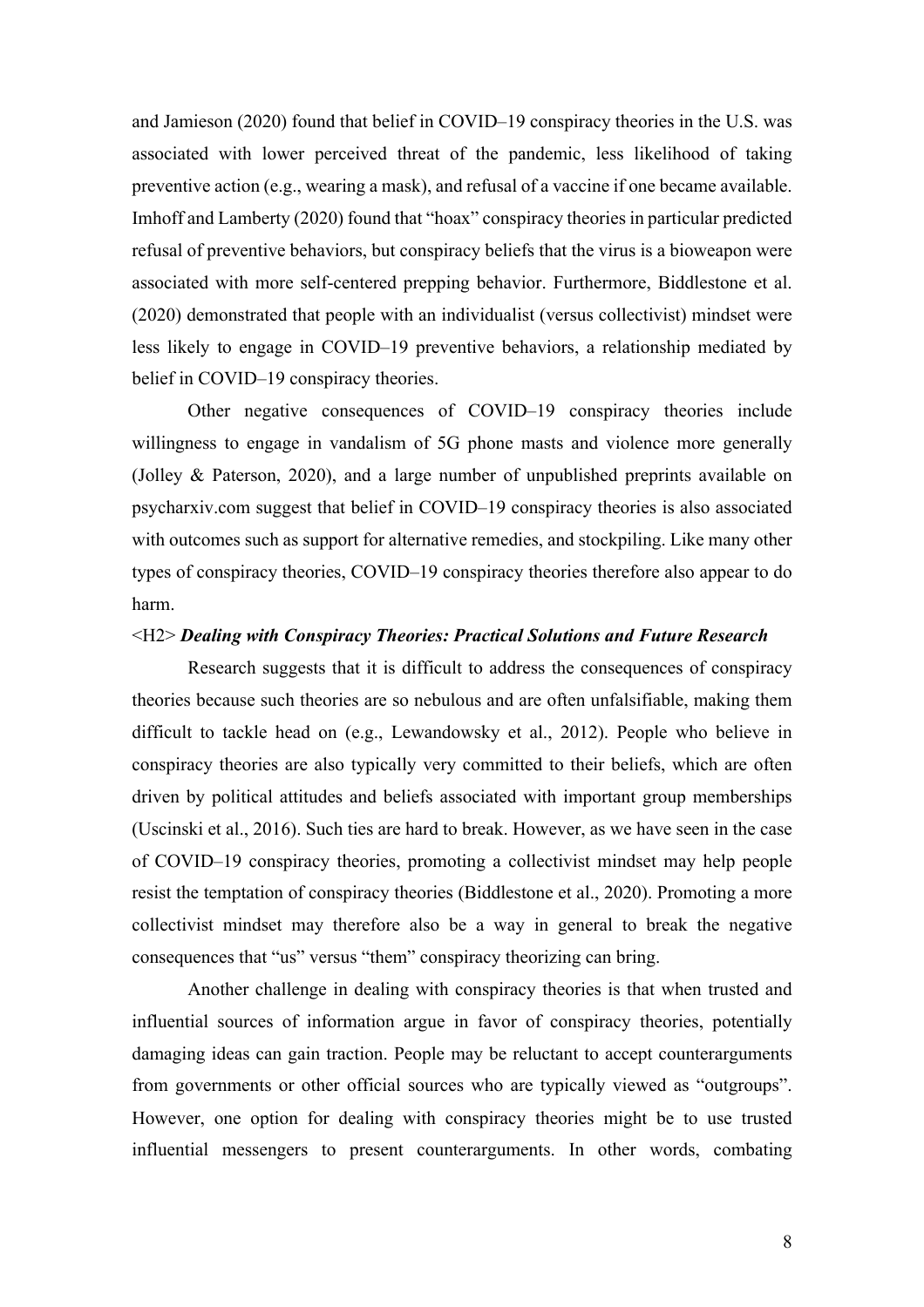and Jamieson (2020) found that belief in COVID–19 conspiracy theories in the U.S. was associated with lower perceived threat of the pandemic, less likelihood of taking preventive action (e.g., wearing a mask), and refusal of a vaccine if one became available. Imhoff and Lamberty (2020) found that "hoax" conspiracy theories in particular predicted refusal of preventive behaviors, but conspiracy beliefs that the virus is a bioweapon were associated with more self-centered prepping behavior. Furthermore, Biddlestone et al. (2020) demonstrated that people with an individualist (versus collectivist) mindset were less likely to engage in COVID–19 preventive behaviors, a relationship mediated by belief in COVID–19 conspiracy theories.

Other negative consequences of COVID–19 conspiracy theories include willingness to engage in vandalism of 5G phone masts and violence more generally (Jolley & Paterson, 2020), and a large number of unpublished preprints available on psycharxiv.com suggest that belief in COVID–19 conspiracy theories is also associated with outcomes such as support for alternative remedies, and stockpiling. Like many other types of conspiracy theories, COVID–19 conspiracy theories therefore also appear to do harm.

## <H2> *Dealing with Conspiracy Theories: Practical Solutions and Future Research*

Research suggests that it is difficult to address the consequences of conspiracy theories because such theories are so nebulous and are often unfalsifiable, making them difficult to tackle head on (e.g., Lewandowsky et al., 2012). People who believe in conspiracy theories are also typically very committed to their beliefs, which are often driven by political attitudes and beliefs associated with important group memberships (Uscinski et al., 2016). Such ties are hard to break. However, as we have seen in the case of COVID–19 conspiracy theories, promoting a collectivist mindset may help people resist the temptation of conspiracy theories (Biddlestone et al., 2020). Promoting a more collectivist mindset may therefore also be a way in general to break the negative consequences that "us" versus "them" conspiracy theorizing can bring.

Another challenge in dealing with conspiracy theories is that when trusted and influential sources of information argue in favor of conspiracy theories, potentially damaging ideas can gain traction. People may be reluctant to accept counterarguments from governments or other official sources who are typically viewed as "outgroups". However, one option for dealing with conspiracy theories might be to use trusted influential messengers to present counterarguments. In other words, combating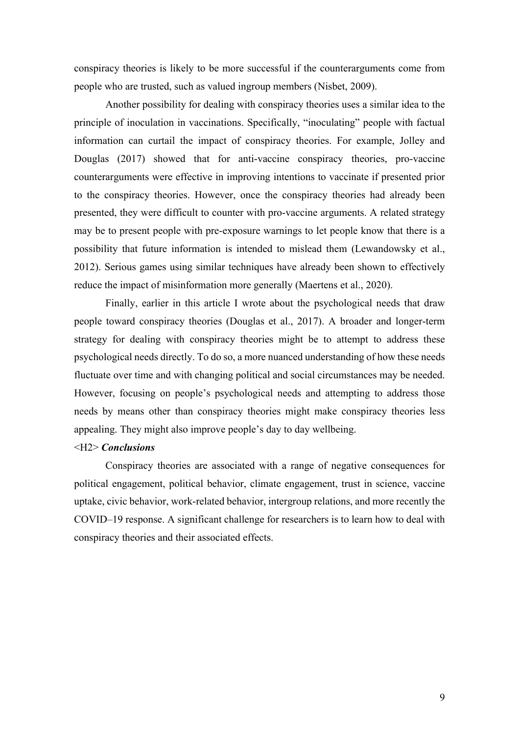conspiracy theories is likely to be more successful if the counterarguments come from people who are trusted, such as valued ingroup members (Nisbet, 2009).

Another possibility for dealing with conspiracy theories uses a similar idea to the principle of inoculation in vaccinations. Specifically, "inoculating" people with factual information can curtail the impact of conspiracy theories. For example, Jolley and Douglas (2017) showed that for anti-vaccine conspiracy theories, pro-vaccine counterarguments were effective in improving intentions to vaccinate if presented prior to the conspiracy theories. However, once the conspiracy theories had already been presented, they were difficult to counter with pro-vaccine arguments. A related strategy may be to present people with pre-exposure warnings to let people know that there is a possibility that future information is intended to mislead them (Lewandowsky et al., 2012). Serious games using similar techniques have already been shown to effectively reduce the impact of misinformation more generally (Maertens et al., 2020).

Finally, earlier in this article I wrote about the psychological needs that draw people toward conspiracy theories (Douglas et al., 2017). A broader and longer-term strategy for dealing with conspiracy theories might be to attempt to address these psychological needs directly. To do so, a more nuanced understanding of how these needs fluctuate over time and with changing political and social circumstances may be needed. However, focusing on people's psychological needs and attempting to address those needs by means other than conspiracy theories might make conspiracy theories less appealing. They might also improve people's day to day wellbeing.

<H2> ***Conclusions***

Conspiracy theories are associated with a range of negative consequences for political engagement, political behavior, climate engagement, trust in science, vaccine uptake, civic behavior, work-related behavior, intergroup relations, and more recently the COVID–19 response. A significant challenge for researchers is to learn how to deal with conspiracy theories and their associated effects.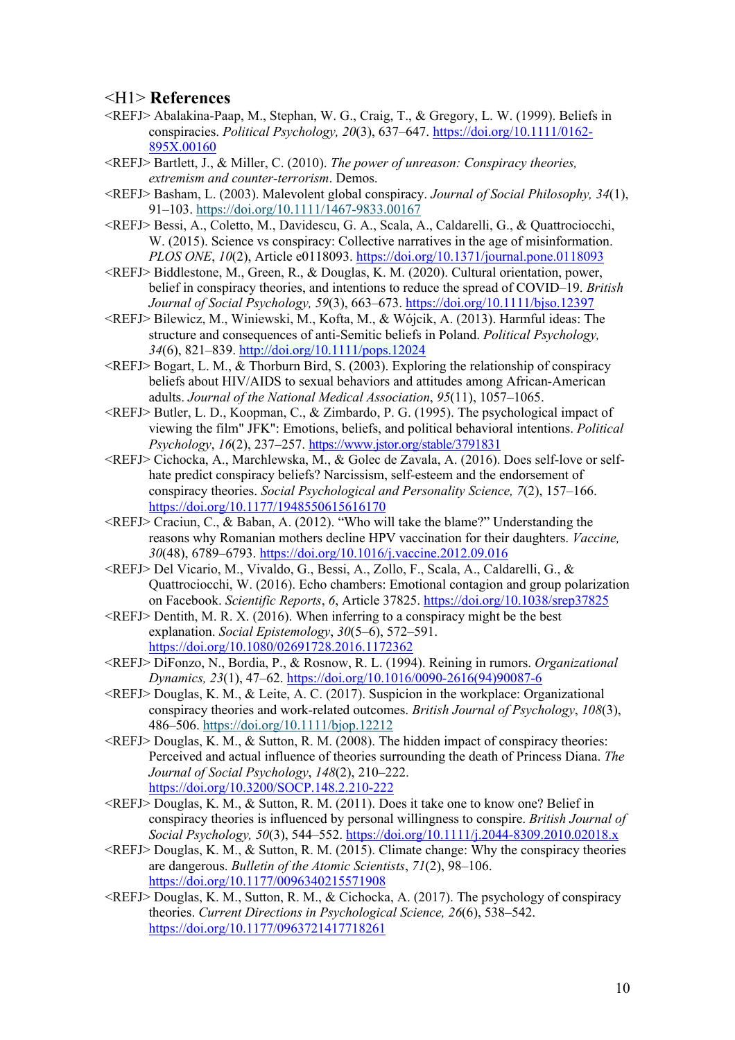<H1> **References**

<REFJ> Abalakina-Paap, M., Stephan, W. G., Craig, T., & Gregory, L. W. (1999). Beliefs in conspiracies. *Political Psychology, 20*(3), 637–647. https://doi.org/10.1111/0162-895X.00160

<REFJ> Bartlett, J., & Miller, C. (2010). *The power of unreason: Conspiracy theories, extremism and counter-terrorism*. Demos.

<REFJ> Basham, L. (2003). Malevolent global conspiracy. *Journal of Social Philosophy, 34*(1), 91–103. https://doi.org/10.1111/1467-9833.00167

<REFJ> Bessi, A., Coletto, M., Davidescu, G. A., Scala, A., Caldarelli, G., & Quattrociocchi, W. (2015). Science vs conspiracy: Collective narratives in the age of misinformation. *PLOS ONE*, *10*(2), Article e0118093. https://doi.org/10.1371/journal.pone.0118093

<REFJ> Biddlestone, M., Green, R., & Douglas, K. M. (2020). Cultural orientation, power, belief in conspiracy theories, and intentions to reduce the spread of COVID–19. *British Journal of Social Psychology, 59*(3), 663–673. https://doi.org/10.1111/bjso.12397

<REFJ> Bilewicz, M., Winiewski, M., Kofta, M., & Wójcik, A. (2013). Harmful ideas: The structure and consequences of anti-Semitic beliefs in Poland. *Political Psychology, 34*(6), 821–839. http://doi.org/10.1111/pops.12024

<REFJ> Bogart, L. M., & Thorburn Bird, S. (2003). Exploring the relationship of conspiracy beliefs about HIV/AIDS to sexual behaviors and attitudes among African-American adults. *Journal of the National Medical Association*, *95*(11), 1057–1065.

<REFJ> Butler, L. D., Koopman, C., & Zimbardo, P. G. (1995). The psychological impact of viewing the film" JFK": Emotions, beliefs, and political behavioral intentions. *Political Psychology*, *16*(2), 237–257. https://www.jstor.org/stable/3791831

<REFJ> Cichocka, A., Marchlewska, M., & Golec de Zavala, A. (2016). Does self-love or self-hate predict conspiracy beliefs? Narcissism, self-esteem and the endorsement of conspiracy theories. *Social Psychological and Personality Science, 7*(2), 157–166. https://doi.org/10.1177/1948550615616170

<REFJ> Craciun, C., & Baban, A. (2012). "Who will take the blame?" Understanding the reasons why Romanian mothers decline HPV vaccination for their daughters. *Vaccine, 30*(48), 6789–6793. https://doi.org/10.1016/j.vaccine.2012.09.016

<REFJ> Del Vicario, M., Vivaldo, G., Bessi, A., Zollo, F., Scala, A., Caldarelli, G., & Quattrociocchi, W. (2016). Echo chambers: Emotional contagion and group polarization on Facebook. *Scientific Reports*, *6*, Article 37825. https://doi.org/10.1038/srep37825

<REFJ> Dentith, M. R. X. (2016). When inferring to a conspiracy might be the best explanation. *Social Epistemology*, *30*(5–6), 572–591. https://doi.org/10.1080/02691728.2016.1172362

<REFJ> DiFonzo, N., Bordia, P., & Rosnow, R. L. (1994). Reining in rumors. *Organizational Dynamics, 23*(1), 47–62. https://doi.org/10.1016/0090-2616(94)90087-6

<REFJ> Douglas, K. M., & Leite, A. C. (2017). Suspicion in the workplace: Organizational conspiracy theories and work-related outcomes. *British Journal of Psychology*, *108*(3), 486–506. https://doi.org/10.1111/bjop.12212

<REFJ> Douglas, K. M., & Sutton, R. M. (2008). The hidden impact of conspiracy theories: Perceived and actual influence of theories surrounding the death of Princess Diana. *The Journal of Social Psychology*, *148*(2), 210–222. https://doi.org/10.3200/SOCP.148.2.210-222

<REFJ> Douglas, K. M., & Sutton, R. M. (2011). Does it take one to know one? Belief in conspiracy theories is influenced by personal willingness to conspire. *British Journal of Social Psychology, 50*(3), 544–552. https://doi.org/10.1111/j.2044-8309.2010.02018.x

<REFJ> Douglas, K. M., & Sutton, R. M. (2015). Climate change: Why the conspiracy theories are dangerous. *Bulletin of the Atomic Scientists*, *71*(2), 98–106. https://doi.org/10.1177/0096340215571908

<REFJ> Douglas, K. M., Sutton, R. M., & Cichocka, A. (2017). The psychology of conspiracy theories. *Current Directions in Psychological Science, 26*(6), 538–542. https://doi.org/10.1177/0963721417718261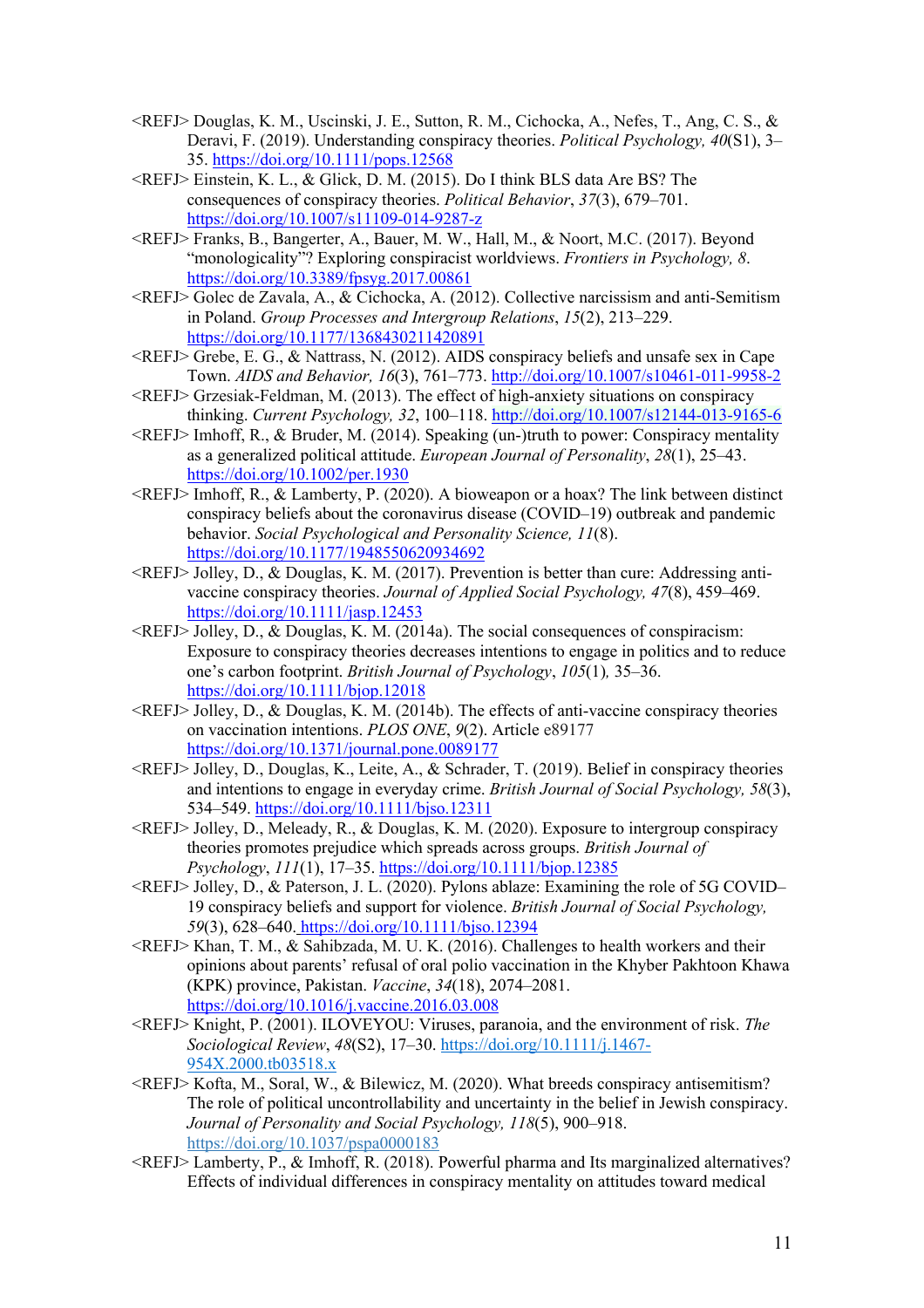<REFJ> Douglas, K. M., Uscinski, J. E., Sutton, R. M., Cichocka, A., Nefes, T., Ang, C. S., & Deravi, F. (2019). Understanding conspiracy theories. *Political Psychology, 40*(S1), 3–35. https://doi.org/10.1111/pops.12568

<REFJ> Einstein, K. L., & Glick, D. M. (2015). Do I think BLS data Are BS? The consequences of conspiracy theories. *Political Behavior*, *37*(3), 679–701. https://doi.org/10.1007/s11109-014-9287-z

<REFJ> Franks, B., Bangerter, A., Bauer, M. W., Hall, M., & Noort, M.C. (2017). Beyond "monologicality"? Exploring conspiracist worldviews. *Frontiers in Psychology, 8*. https://doi.org/10.3389/fpsyg.2017.00861

<REFJ> Golec de Zavala, A., & Cichocka, A. (2012). Collective narcissism and anti-Semitism in Poland. *Group Processes and Intergroup Relations*, *15*(2), 213–229. https://doi.org/10.1177/1368430211420891

<REFJ> Grebe, E. G., & Nattrass, N. (2012). AIDS conspiracy beliefs and unsafe sex in Cape Town. *AIDS and Behavior, 16*(3), 761–773. http://doi.org/10.1007/s10461-011-9958-2

<REFJ> Grzesiak-Feldman, M. (2013). The effect of high-anxiety situations on conspiracy thinking. *Current Psychology, 32*, 100–118. http://doi.org/10.1007/s12144-013-9165-6

<REFJ> Imhoff, R., & Bruder, M. (2014). Speaking (un-)truth to power: Conspiracy mentality as a generalized political attitude. *European Journal of Personality*, *28*(1), 25–43. https://doi.org/10.1002/per.1930

<REFJ> Imhoff, R., & Lamberty, P. (2020). A bioweapon or a hoax? The link between distinct conspiracy beliefs about the coronavirus disease (COVID–19) outbreak and pandemic behavior. *Social Psychological and Personality Science, 11*(8). https://doi.org/10.1177/1948550620934692

<REFJ> Jolley, D., & Douglas, K. M. (2017). Prevention is better than cure: Addressing anti-vaccine conspiracy theories. *Journal of Applied Social Psychology, 47*(8), 459–469. https://doi.org/10.1111/jasp.12453

<REFJ> Jolley, D., & Douglas, K. M. (2014a). The social consequences of conspiracism: Exposure to conspiracy theories decreases intentions to engage in politics and to reduce one's carbon footprint. *British Journal of Psychology*, *105*(1)*,* 35–36. https://doi.org/10.1111/bjop.12018

<REFJ> Jolley, D., & Douglas, K. M. (2014b). The effects of anti-vaccine conspiracy theories on vaccination intentions. *PLOS ONE*, *9*(2). Article e89177 https://doi.org/10.1371/journal.pone.0089177

<REFJ> Jolley, D., Douglas, K., Leite, A., & Schrader, T. (2019). Belief in conspiracy theories and intentions to engage in everyday crime. *British Journal of Social Psychology, 58*(3), 534–549. https://doi.org/10.1111/bjso.12311

<REFJ> Jolley, D., Meleady, R., & Douglas, K. M. (2020). Exposure to intergroup conspiracy theories promotes prejudice which spreads across groups. *British Journal of Psychology*, *111*(1), 17–35. https://doi.org/10.1111/bjop.12385

<REFJ> Jolley, D., & Paterson, J. L. (2020). Pylons ablaze: Examining the role of 5G COVID–19 conspiracy beliefs and support for violence. *British Journal of Social Psychology, 59*(3), 628–640. https://doi.org/10.1111/bjso.12394

<REFJ> Khan, T. M., & Sahibzada, M. U. K. (2016). Challenges to health workers and their opinions about parents' refusal of oral polio vaccination in the Khyber Pakhtoon Khawa (KPK) province, Pakistan. *Vaccine*, *34*(18), 2074–2081. https://doi.org/10.1016/j.vaccine.2016.03.008

<REFJ> Knight, P. (2001). ILOVEYOU: Viruses, paranoia, and the environment of risk. *The Sociological Review*, *48*(S2), 17–30. https://doi.org/10.1111/j.1467-954X.2000.tb03518.x

<REFJ> Kofta, M., Soral, W., & Bilewicz, M. (2020). What breeds conspiracy antisemitism? The role of political uncontrollability and uncertainty in the belief in Jewish conspiracy. *Journal of Personality and Social Psychology, 118*(5), 900–918. https://doi.org/10.1037/pspa0000183

<REFJ> Lamberty, P., & Imhoff, R. (2018). Powerful pharma and Its marginalized alternatives? Effects of individual differences in conspiracy mentality on attitudes toward medical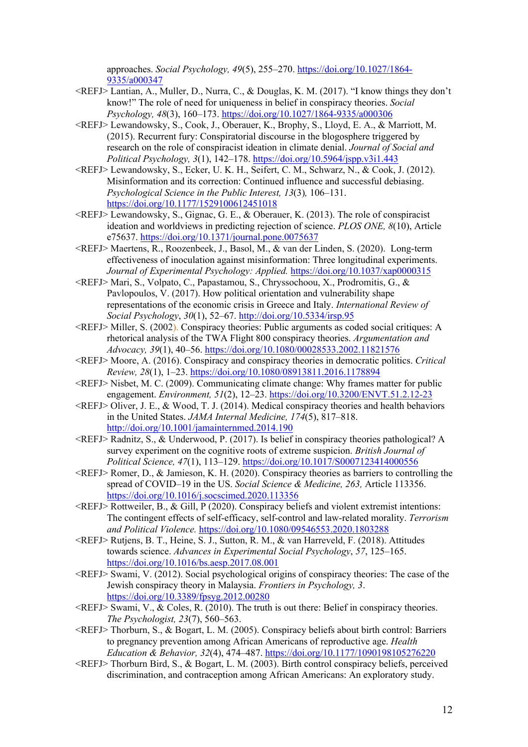approaches. *Social Psychology, 49*(5), 255–270. https://doi.org/10.1027/1864-9335/a000347

<REFJ> Lantian, A., Muller, D., Nurra, C., & Douglas, K. M. (2017). "I know things they don't know!" The role of need for uniqueness in belief in conspiracy theories. *Social Psychology, 48*(3), 160–173. https://doi.org/10.1027/1864-9335/a000306

<REFJ> Lewandowsky, S., Cook, J., Oberauer, K., Brophy, S., Lloyd, E. A., & Marriott, M. (2015). Recurrent fury: Conspiratorial discourse in the blogosphere triggered by research on the role of conspiracist ideation in climate denial. *Journal of Social and Political Psychology, 3*(1), 142–178. https://doi.org/10.5964/jspp.v3i1.443

<REFJ> Lewandowsky, S., Ecker, U. K. H., Seifert, C. M., Schwarz, N., & Cook, J. (2012). Misinformation and its correction: Continued influence and successful debiasing. *Psychological Science in the Public Interest, 13*(3), 106–131. https://doi.org/10.1177/1529100612451018

<REFJ> Lewandowsky, S., Gignac, G. E., & Oberauer, K. (2013). The role of conspiracist ideation and worldviews in predicting rejection of science. *PLOS ONE, 8*(10), Article e75637. https://doi.org/10.1371/journal.pone.0075637

<REFJ> Maertens, R., Roozenbeek, J., Basol, M., & van der Linden, S. (2020). Long-term effectiveness of inoculation against misinformation: Three longitudinal experiments. *Journal of Experimental Psychology: Applied.* https://doi.org/10.1037/xap0000315

<REFJ> Mari, S., Volpato, C., Papastamou, S., Chryssochoou, X., Prodromitis, G., & Pavlopoulos, V. (2017). How political orientation and vulnerability shape representations of the economic crisis in Greece and Italy. *International Review of Social Psychology*, *30*(1), 52–67. http://doi.org/10.5334/irsp.95

<REFJ> Miller, S. (2002). Conspiracy theories: Public arguments as coded social critiques: A rhetorical analysis of the TWA Flight 800 conspiracy theories. *Argumentation and Advocacy, 39*(1), 40–56. https://doi.org/10.1080/00028533.2002.11821576

<REFJ> Moore, A. (2016). Conspiracy and conspiracy theories in democratic politics. *Critical Review, 28*(1), 1–23. https://doi.org/10.1080/08913811.2016.1178894

<REFJ> Nisbet, M. C. (2009). Communicating climate change: Why frames matter for public engagement. *Environment, 51*(2), 12–23. https://doi.org/10.3200/ENVT.51.2.12-23

<REFJ> Oliver, J. E., & Wood, T. J. (2014). Medical conspiracy theories and health behaviors in the United States. *JAMA Internal Medicine, 174*(5), 817–818. http://doi.org/10.1001/jamainternmed.2014.190

<REFJ> Radnitz, S., & Underwood, P. (2017). Is belief in conspiracy theories pathological? A survey experiment on the cognitive roots of extreme suspicion. *British Journal of Political Science, 47*(1), 113–129. https://doi.org/10.1017/S0007123414000556

<REFJ> Romer, D., & Jamieson, K. H. (2020). Conspiracy theories as barriers to controlling the spread of COVID–19 in the US. *Social Science & Medicine, 263,* Article 113356. https://doi.org/10.1016/j.socscimed.2020.113356

<REFJ> Rottweiler, B., & Gill, P (2020). Conspiracy beliefs and violent extremist intentions: The contingent effects of self-efficacy, self-control and law-related morality. *Terrorism and Political Violence.* https://doi.org/10.1080/09546553.2020.1803288

<REFJ> Rutjens, B. T., Heine, S. J., Sutton, R. M., & van Harreveld, F. (2018). Attitudes towards science. *Advances in Experimental Social Psychology*, *57*, 125–165. https://doi.org/10.1016/bs.aesp.2017.08.001

<REFJ> Swami, V. (2012). Social psychological origins of conspiracy theories: The case of the Jewish conspiracy theory in Malaysia. *Frontiers in Psychology, 3*. https://doi.org/10.3389/fpsyg.2012.00280

<REFJ> Swami, V., & Coles, R. (2010). The truth is out there: Belief in conspiracy theories. *The Psychologist, 23*(7), 560–563.

<REFJ> Thorburn, S., & Bogart, L. M. (2005). Conspiracy beliefs about birth control: Barriers to pregnancy prevention among African Americans of reproductive age. *Health Education & Behavior, 32*(4), 474–487. https://doi.org/10.1177/1090198105276220

<REFJ> Thorburn Bird, S., & Bogart, L. M. (2003). Birth control conspiracy beliefs, perceived discrimination, and contraception among African Americans: An exploratory study.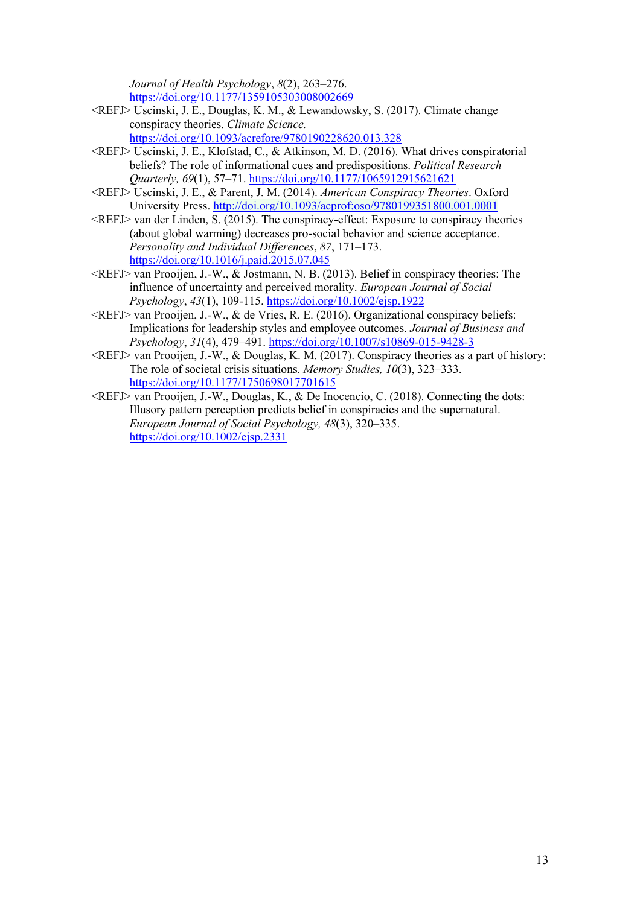*Journal of Health Psychology*, *8*(2), 263–276. https://doi.org/10.1177/1359105303008002669

<REFJ> Uscinski, J. E., Douglas, K. M., & Lewandowsky, S. (2017). Climate change conspiracy theories. *Climate Science.* https://doi.org/10.1093/acrefore/9780190228620.013.328

<REFJ> Uscinski, J. E., Klofstad, C., & Atkinson, M. D. (2016). What drives conspiratorial beliefs? The role of informational cues and predispositions. *Political Research Quarterly, 69*(1), 57–71. https://doi.org/10.1177/1065912915621621

<REFJ> Uscinski, J. E., & Parent, J. M. (2014). *American Conspiracy Theories*. Oxford University Press. http://doi.org/10.1093/acprof:oso/9780199351800.001.0001

<REFJ> van der Linden, S. (2015). The conspiracy-effect: Exposure to conspiracy theories (about global warming) decreases pro-social behavior and science acceptance. *Personality and Individual Differences*, *87*, 171–173. https://doi.org/10.1016/j.paid.2015.07.045

<REFJ> van Prooijen, J.-W., & Jostmann, N. B. (2013). Belief in conspiracy theories: The influence of uncertainty and perceived morality. *European Journal of Social Psychology*, *43*(1), 109-115. https://doi.org/10.1002/ejsp.1922

<REFJ> van Prooijen, J.-W., & de Vries, R. E. (2016). Organizational conspiracy beliefs: Implications for leadership styles and employee outcomes. *Journal of Business and Psychology*, *31*(4), 479–491. https://doi.org/10.1007/s10869-015-9428-3

<REFJ> van Prooijen, J.-W., & Douglas, K. M. (2017). Conspiracy theories as a part of history: The role of societal crisis situations. *Memory Studies, 10*(3), 323–333. https://doi.org/10.1177/1750698017701615

<REFJ> van Prooijen, J.-W., Douglas, K., & De Inocencio, C. (2018). Connecting the dots: Illusory pattern perception predicts belief in conspiracies and the supernatural. *European Journal of Social Psychology, 48*(3), 320–335. https://doi.org/10.1002/ejsp.2331